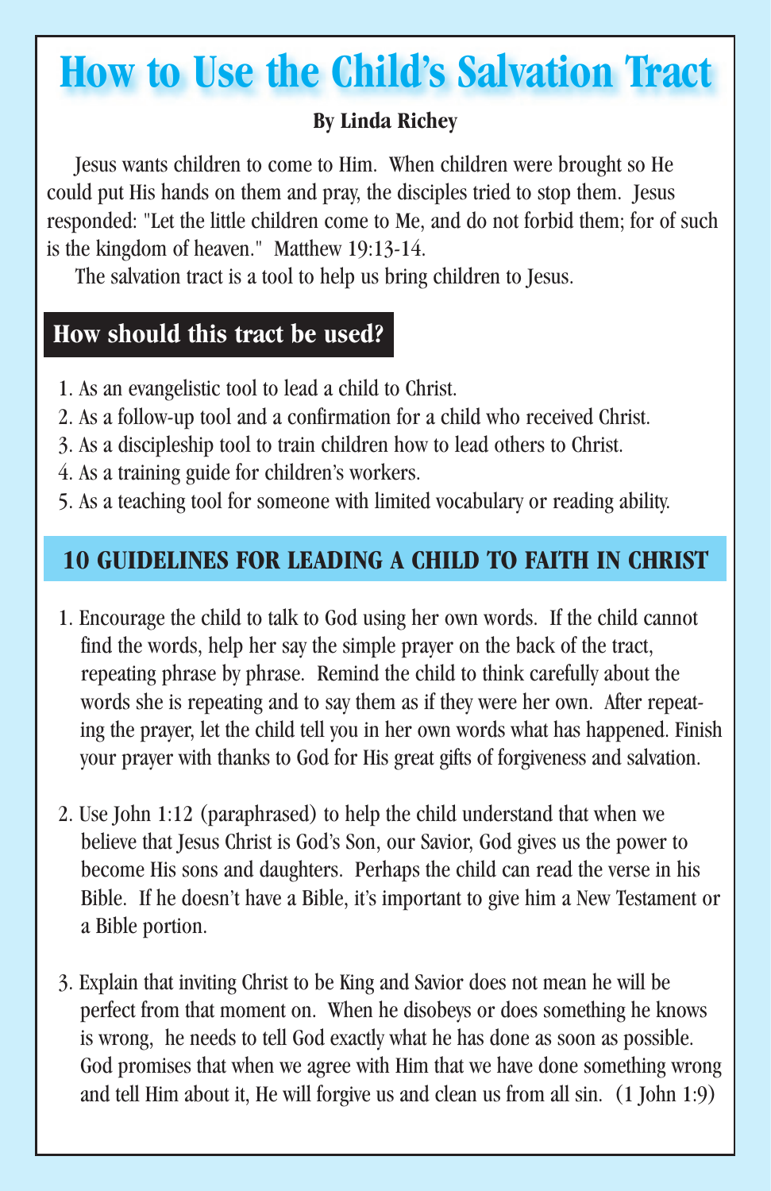# How to Use the Child's Salvation Tract

**By Linda Richey**

Jesus wants children to come to Him. When children were brought so He could put His hands on them and pray, the disciples tried to stop them. Jesus responded: "Let the little children come to Me, and do not forbid them; for of such is the kingdom of heaven." Matthew 19:13-14.

The salvation tract is a tool to help us bring children to Jesus.

## How should this tract be used?

1. As an evangelistic tool to lead a child to Christ.
2. As a follow-up tool and a confirmation for a child who received Christ.
3. As a discipleship tool to train children how to lead others to Christ.
4. As a training guide for children's workers.
5. As a teaching tool for someone with limited vocabulary or reading ability.

## 10 GUIDELINES FOR LEADING A CHILD TO FAITH IN CHRIST

1. Encourage the child to talk to God using her own words. If the child cannot find the words, help her say the simple prayer on the back of the tract, repeating phrase by phrase. Remind the child to think carefully about the words she is repeating and to say them as if they were her own. After repeating the prayer, let the child tell you in her own words what has happened. Finish your prayer with thanks to God for His great gifts of forgiveness and salvation.

2. Use John 1:12 (paraphrased) to help the child understand that when we believe that Jesus Christ is God's Son, our Savior, God gives us the power to become His sons and daughters. Perhaps the child can read the verse in his Bible. If he doesn't have a Bible, it's important to give him a New Testament or a Bible portion.

3. Explain that inviting Christ to be King and Savior does not mean he will be perfect from that moment on. When he disobeys or does something he knows is wrong, he needs to tell God exactly what he has done as soon as possible. God promises that when we agree with Him that we have done something wrong and tell Him about it, He will forgive us and clean us from all sin. (1 John 1:9)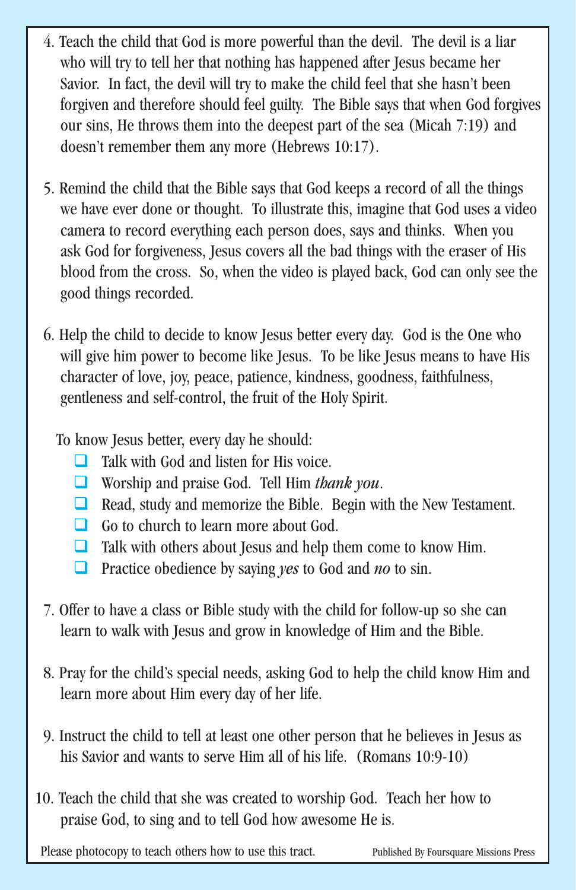4. Teach the child that God is more powerful than the devil. The devil is a liar who will try to tell her that nothing has happened after Jesus became her Savior. In fact, the devil will try to make the child feel that she hasn't been forgiven and therefore should feel guilty. The Bible says that when God forgives our sins, He throws them into the deepest part of the sea (Micah 7:19) and doesn't remember them any more (Hebrews 10:17).

5. Remind the child that the Bible says that God keeps a record of all the things we have ever done or thought. To illustrate this, imagine that God uses a video camera to record everything each person does, says and thinks. When you ask God for forgiveness, Jesus covers all the bad things with the eraser of His blood from the cross. So, when the video is played back, God can only see the good things recorded.

6. Help the child to decide to know Jesus better every day. God is the One who will give him power to become like Jesus. To be like Jesus means to have His character of love, joy, peace, patience, kindness, goodness, faithfulness, gentleness and self-control, the fruit of the Holy Spirit.

   To know Jesus better, every day he should:

   - [ ] Talk with God and listen for His voice.
   - [ ] Worship and praise God. Tell Him *thank you*.
   - [ ] Read, study and memorize the Bible. Begin with the New Testament.
   - [ ] Go to church to learn more about God.
   - [ ] Talk with others about Jesus and help them come to know Him.
   - [ ] Practice obedience by saying *yes* to God and *no* to sin.

7. Offer to have a class or Bible study with the child for follow-up so she can learn to walk with Jesus and grow in knowledge of Him and the Bible.

8. Pray for the child's special needs, asking God to help the child know Him and learn more about Him every day of her life.

9. Instruct the child to tell at least one other person that he believes in Jesus as his Savior and wants to serve Him all of his life. (Romans 10:9-10)

10. Teach the child that she was created to worship God. Teach her how to praise God, to sing and to tell God how awesome He is.

Please photocopy to teach others how to use this tract. Published By Foursquare Missions Press